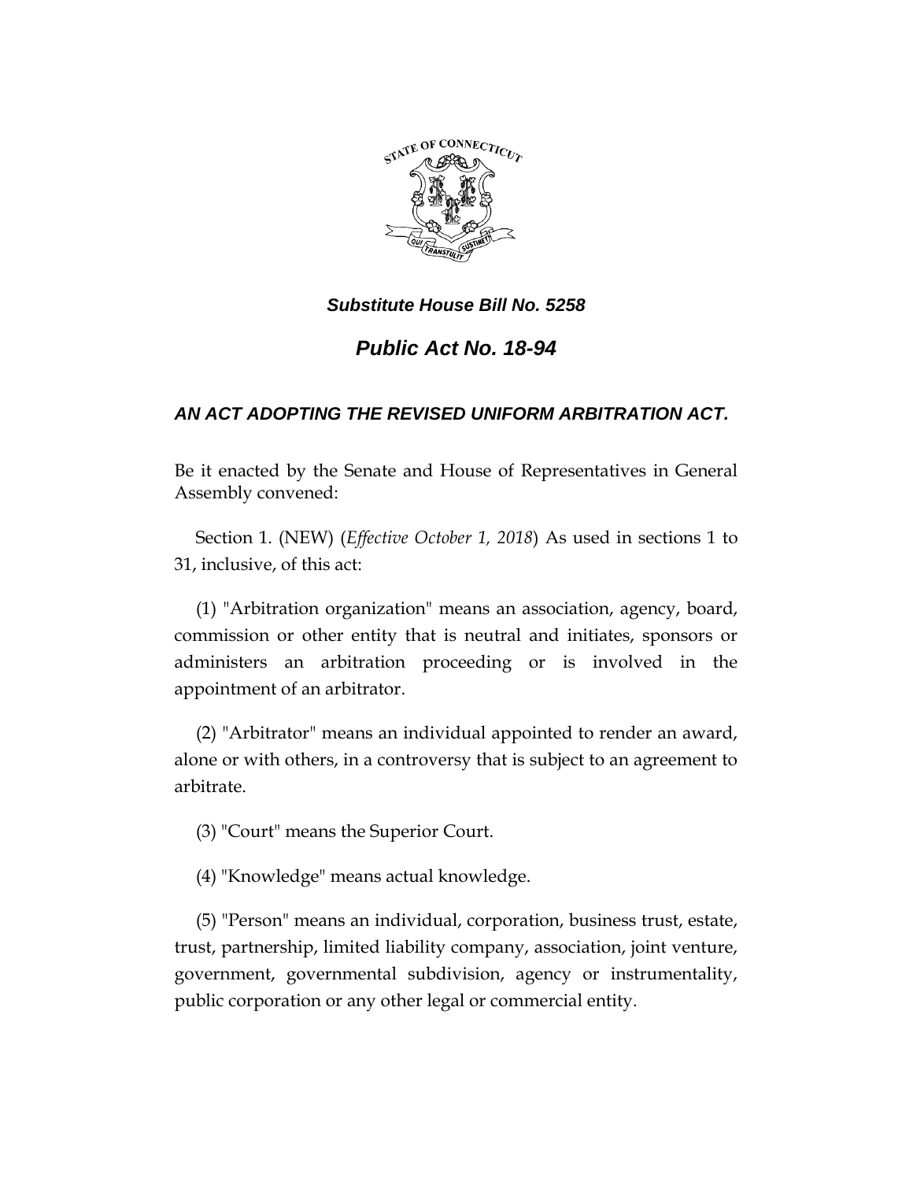***Substitute House Bill No. 5258***

# ***Public Act No. 18-94***

## ***AN ACT ADOPTING THE REVISED UNIFORM ARBITRATION ACT.***

Be it enacted by the Senate and House of Representatives in General Assembly convened:

Section 1. (NEW) (*Effective October 1, 2018*) As used in sections 1 to 31, inclusive, of this act:

(1) "Arbitration organization" means an association, agency, board, commission or other entity that is neutral and initiates, sponsors or administers an arbitration proceeding or is involved in the appointment of an arbitrator.

(2) "Arbitrator" means an individual appointed to render an award, alone or with others, in a controversy that is subject to an agreement to arbitrate.

(3) "Court" means the Superior Court.

(4) "Knowledge" means actual knowledge.

(5) "Person" means an individual, corporation, business trust, estate, trust, partnership, limited liability company, association, joint venture, government, governmental subdivision, agency or instrumentality, public corporation or any other legal or commercial entity.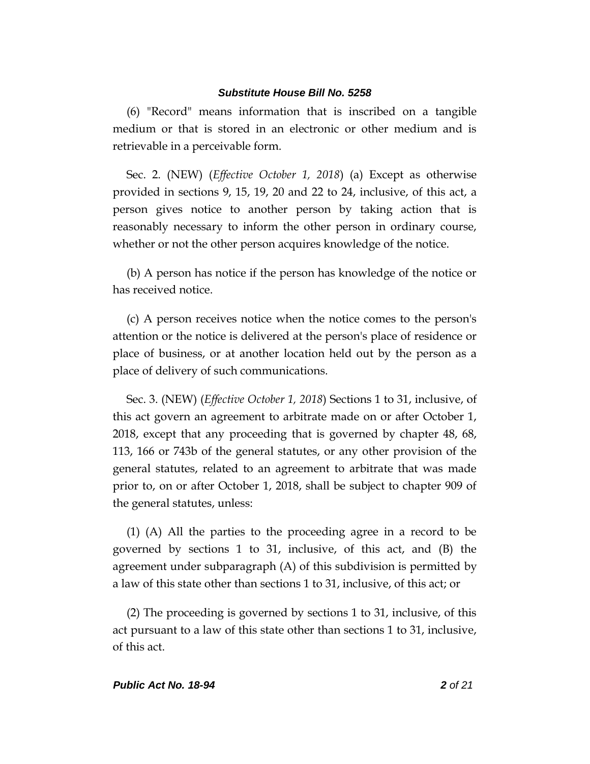(6) "Record" means information that is inscribed on a tangible medium or that is stored in an electronic or other medium and is retrievable in a perceivable form.

Sec. 2. (NEW) (*Effective October 1, 2018*) (a) Except as otherwise provided in sections 9, 15, 19, 20 and 22 to 24, inclusive, of this act, a person gives notice to another person by taking action that is reasonably necessary to inform the other person in ordinary course, whether or not the other person acquires knowledge of the notice.

(b) A person has notice if the person has knowledge of the notice or has received notice.

(c) A person receives notice when the notice comes to the person's attention or the notice is delivered at the person's place of residence or place of business, or at another location held out by the person as a place of delivery of such communications.

Sec. 3. (NEW) (*Effective October 1, 2018*) Sections 1 to 31, inclusive, of this act govern an agreement to arbitrate made on or after October 1, 2018, except that any proceeding that is governed by chapter 48, 68, 113, 166 or 743b of the general statutes, or any other provision of the general statutes, related to an agreement to arbitrate that was made prior to, on or after October 1, 2018, shall be subject to chapter 909 of the general statutes, unless:

(1) (A) All the parties to the proceeding agree in a record to be governed by sections 1 to 31, inclusive, of this act, and (B) the agreement under subparagraph (A) of this subdivision is permitted by a law of this state other than sections 1 to 31, inclusive, of this act; or

(2) The proceeding is governed by sections 1 to 31, inclusive, of this act pursuant to a law of this state other than sections 1 to 31, inclusive, of this act.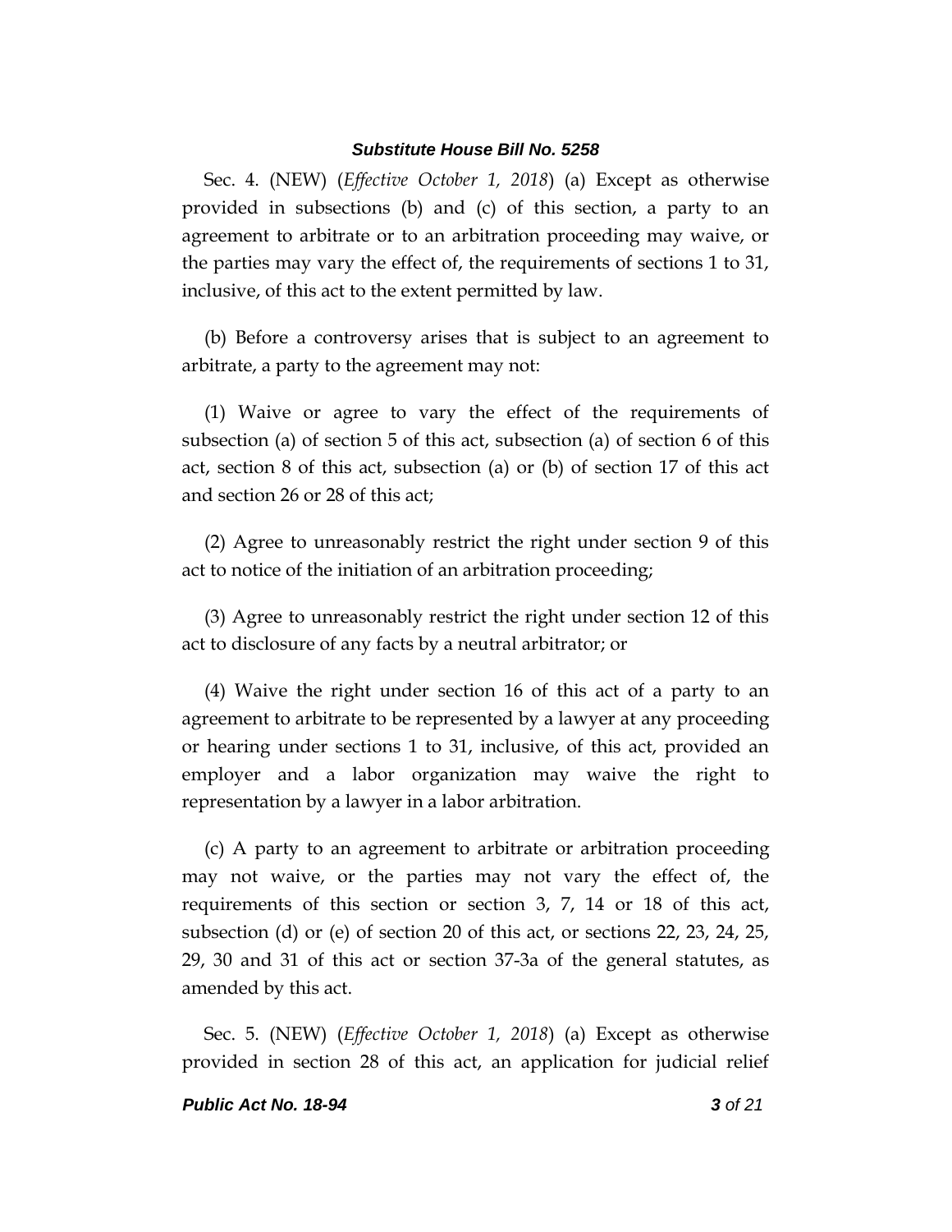Sec. 4. (NEW) (*Effective October 1, 2018*) (a) Except as otherwise provided in subsections (b) and (c) of this section, a party to an agreement to arbitrate or to an arbitration proceeding may waive, or the parties may vary the effect of, the requirements of sections 1 to 31, inclusive, of this act to the extent permitted by law.

(b) Before a controversy arises that is subject to an agreement to arbitrate, a party to the agreement may not:

(1) Waive or agree to vary the effect of the requirements of subsection (a) of section 5 of this act, subsection (a) of section 6 of this act, section 8 of this act, subsection (a) or (b) of section 17 of this act and section 26 or 28 of this act;

(2) Agree to unreasonably restrict the right under section 9 of this act to notice of the initiation of an arbitration proceeding;

(3) Agree to unreasonably restrict the right under section 12 of this act to disclosure of any facts by a neutral arbitrator; or

(4) Waive the right under section 16 of this act of a party to an agreement to arbitrate to be represented by a lawyer at any proceeding or hearing under sections 1 to 31, inclusive, of this act, provided an employer and a labor organization may waive the right to representation by a lawyer in a labor arbitration.

(c) A party to an agreement to arbitrate or arbitration proceeding may not waive, or the parties may not vary the effect of, the requirements of this section or section 3, 7, 14 or 18 of this act, subsection (d) or (e) of section 20 of this act, or sections 22, 23, 24, 25, 29, 30 and 31 of this act or section 37-3a of the general statutes, as amended by this act.

Sec. 5. (NEW) (*Effective October 1, 2018*) (a) Except as otherwise provided in section 28 of this act, an application for judicial relief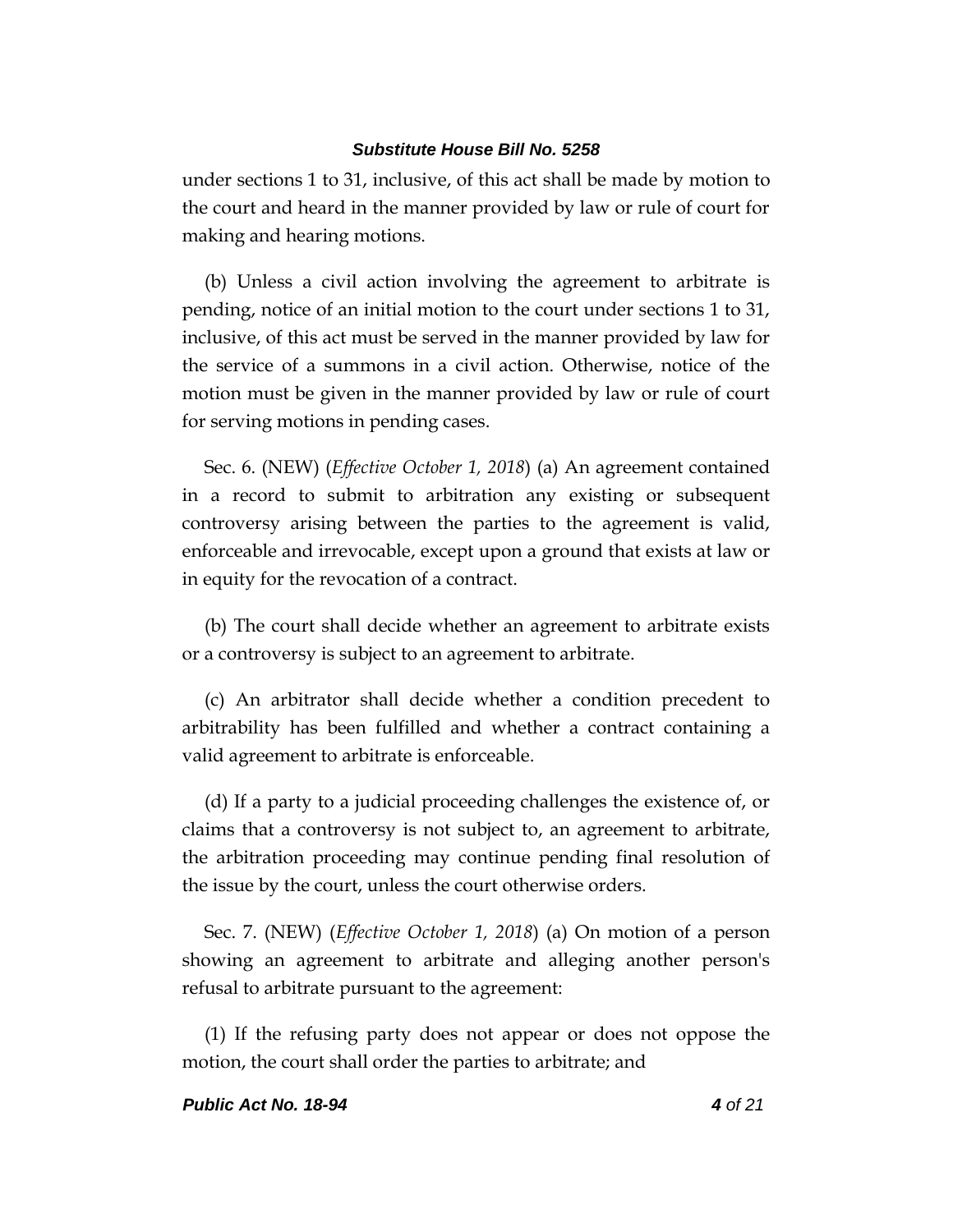under sections 1 to 31, inclusive, of this act shall be made by motion to the court and heard in the manner provided by law or rule of court for making and hearing motions.

(b) Unless a civil action involving the agreement to arbitrate is pending, notice of an initial motion to the court under sections 1 to 31, inclusive, of this act must be served in the manner provided by law for the service of a summons in a civil action. Otherwise, notice of the motion must be given in the manner provided by law or rule of court for serving motions in pending cases.

Sec. 6. (NEW) (*Effective October 1, 2018*) (a) An agreement contained in a record to submit to arbitration any existing or subsequent controversy arising between the parties to the agreement is valid, enforceable and irrevocable, except upon a ground that exists at law or in equity for the revocation of a contract.

(b) The court shall decide whether an agreement to arbitrate exists or a controversy is subject to an agreement to arbitrate.

(c) An arbitrator shall decide whether a condition precedent to arbitrability has been fulfilled and whether a contract containing a valid agreement to arbitrate is enforceable.

(d) If a party to a judicial proceeding challenges the existence of, or claims that a controversy is not subject to, an agreement to arbitrate, the arbitration proceeding may continue pending final resolution of the issue by the court, unless the court otherwise orders.

Sec. 7. (NEW) (*Effective October 1, 2018*) (a) On motion of a person showing an agreement to arbitrate and alleging another person's refusal to arbitrate pursuant to the agreement:

(1) If the refusing party does not appear or does not oppose the motion, the court shall order the parties to arbitrate; and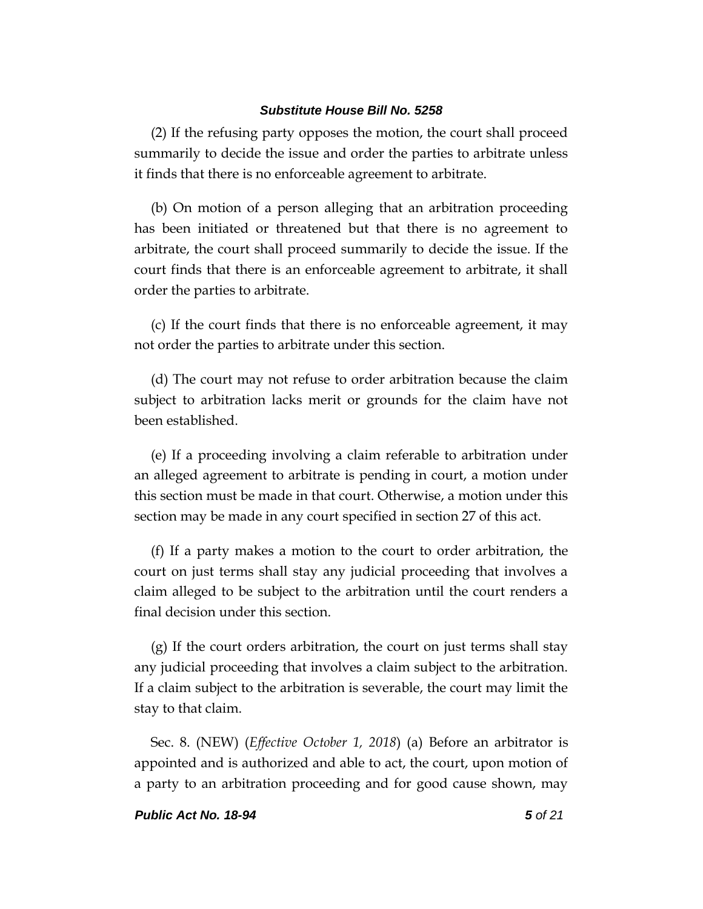(2) If the refusing party opposes the motion, the court shall proceed summarily to decide the issue and order the parties to arbitrate unless it finds that there is no enforceable agreement to arbitrate.

(b) On motion of a person alleging that an arbitration proceeding has been initiated or threatened but that there is no agreement to arbitrate, the court shall proceed summarily to decide the issue. If the court finds that there is an enforceable agreement to arbitrate, it shall order the parties to arbitrate.

(c) If the court finds that there is no enforceable agreement, it may not order the parties to arbitrate under this section.

(d) The court may not refuse to order arbitration because the claim subject to arbitration lacks merit or grounds for the claim have not been established.

(e) If a proceeding involving a claim referable to arbitration under an alleged agreement to arbitrate is pending in court, a motion under this section must be made in that court. Otherwise, a motion under this section may be made in any court specified in section 27 of this act.

(f) If a party makes a motion to the court to order arbitration, the court on just terms shall stay any judicial proceeding that involves a claim alleged to be subject to the arbitration until the court renders a final decision under this section.

(g) If the court orders arbitration, the court on just terms shall stay any judicial proceeding that involves a claim subject to the arbitration. If a claim subject to the arbitration is severable, the court may limit the stay to that claim.

Sec. 8. (NEW) (*Effective October 1, 2018*) (a) Before an arbitrator is appointed and is authorized and able to act, the court, upon motion of a party to an arbitration proceeding and for good cause shown, may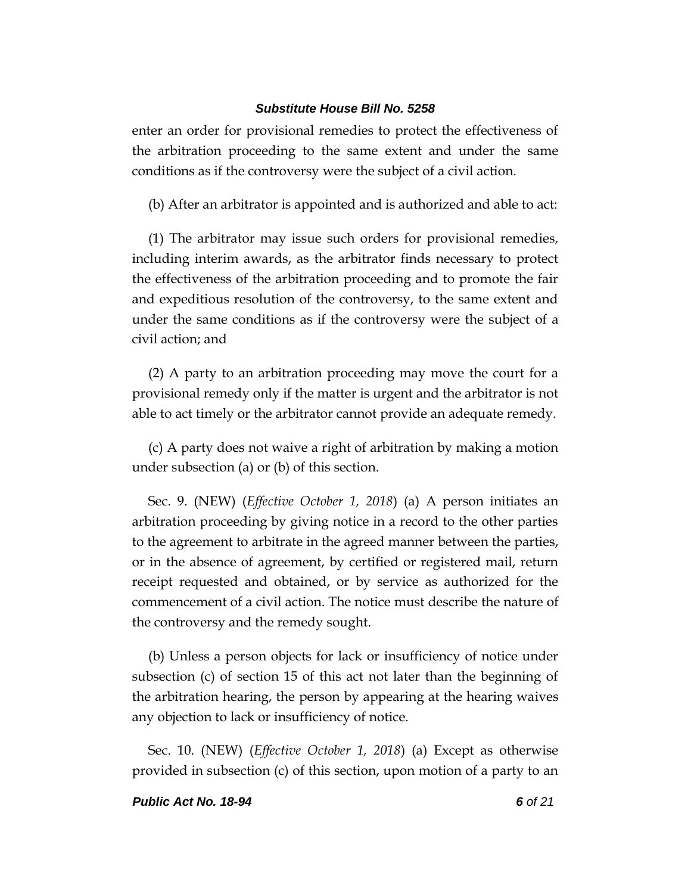enter an order for provisional remedies to protect the effectiveness of the arbitration proceeding to the same extent and under the same conditions as if the controversy were the subject of a civil action.

(b) After an arbitrator is appointed and is authorized and able to act:

(1) The arbitrator may issue such orders for provisional remedies, including interim awards, as the arbitrator finds necessary to protect the effectiveness of the arbitration proceeding and to promote the fair and expeditious resolution of the controversy, to the same extent and under the same conditions as if the controversy were the subject of a civil action; and

(2) A party to an arbitration proceeding may move the court for a provisional remedy only if the matter is urgent and the arbitrator is not able to act timely or the arbitrator cannot provide an adequate remedy.

(c) A party does not waive a right of arbitration by making a motion under subsection (a) or (b) of this section.

Sec. 9. (NEW) (*Effective October 1, 2018*) (a) A person initiates an arbitration proceeding by giving notice in a record to the other parties to the agreement to arbitrate in the agreed manner between the parties, or in the absence of agreement, by certified or registered mail, return receipt requested and obtained, or by service as authorized for the commencement of a civil action. The notice must describe the nature of the controversy and the remedy sought.

(b) Unless a person objects for lack or insufficiency of notice under subsection (c) of section 15 of this act not later than the beginning of the arbitration hearing, the person by appearing at the hearing waives any objection to lack or insufficiency of notice.

Sec. 10. (NEW) (*Effective October 1, 2018*) (a) Except as otherwise provided in subsection (c) of this section, upon motion of a party to an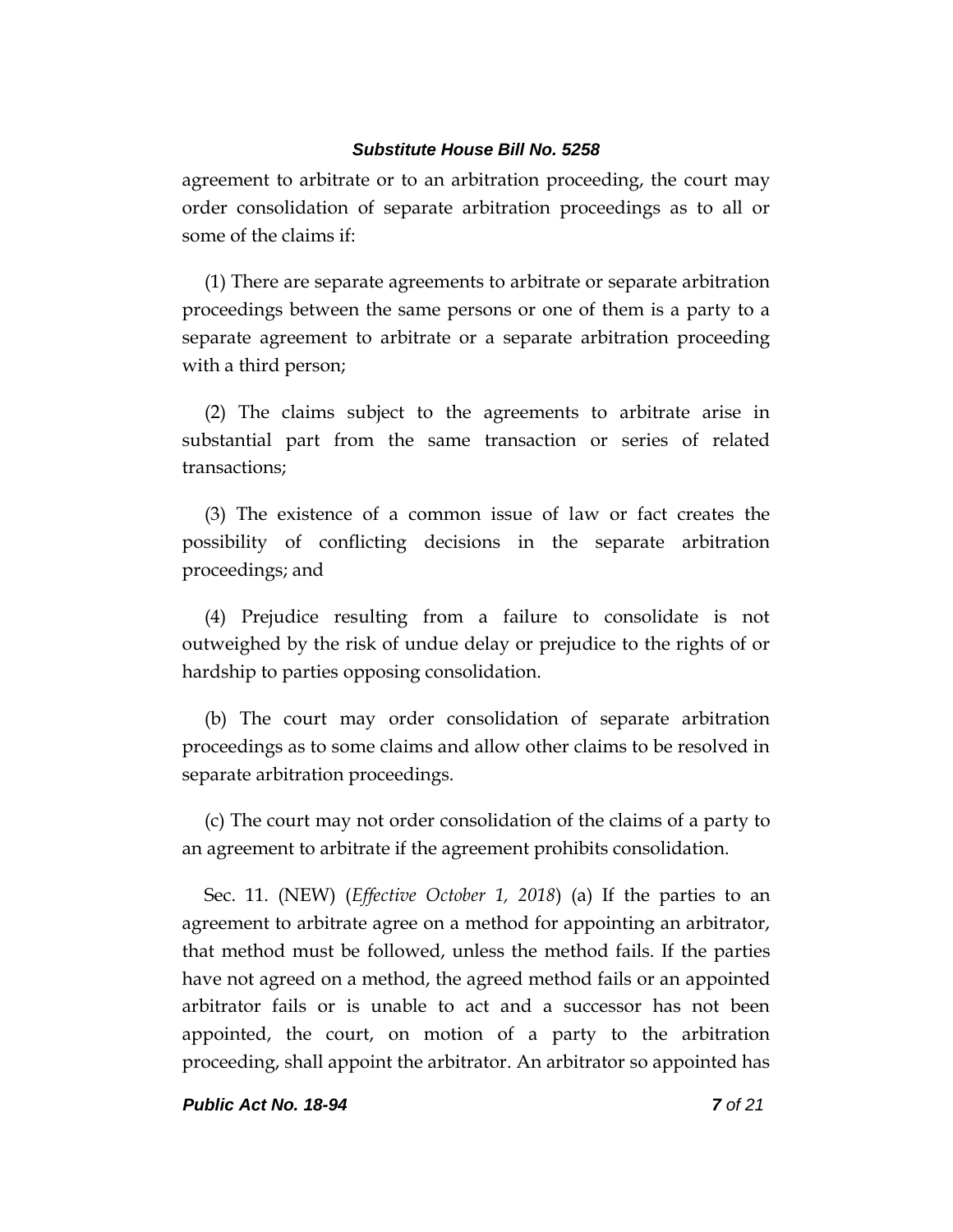agreement to arbitrate or to an arbitration proceeding, the court may order consolidation of separate arbitration proceedings as to all or some of the claims if:

(1) There are separate agreements to arbitrate or separate arbitration proceedings between the same persons or one of them is a party to a separate agreement to arbitrate or a separate arbitration proceeding with a third person;

(2) The claims subject to the agreements to arbitrate arise in substantial part from the same transaction or series of related transactions;

(3) The existence of a common issue of law or fact creates the possibility of conflicting decisions in the separate arbitration proceedings; and

(4) Prejudice resulting from a failure to consolidate is not outweighed by the risk of undue delay or prejudice to the rights of or hardship to parties opposing consolidation.

(b) The court may order consolidation of separate arbitration proceedings as to some claims and allow other claims to be resolved in separate arbitration proceedings.

(c) The court may not order consolidation of the claims of a party to an agreement to arbitrate if the agreement prohibits consolidation.

Sec. 11. (NEW) (*Effective October 1, 2018*) (a) If the parties to an agreement to arbitrate agree on a method for appointing an arbitrator, that method must be followed, unless the method fails. If the parties have not agreed on a method, the agreed method fails or an appointed arbitrator fails or is unable to act and a successor has not been appointed, the court, on motion of a party to the arbitration proceeding, shall appoint the arbitrator. An arbitrator so appointed has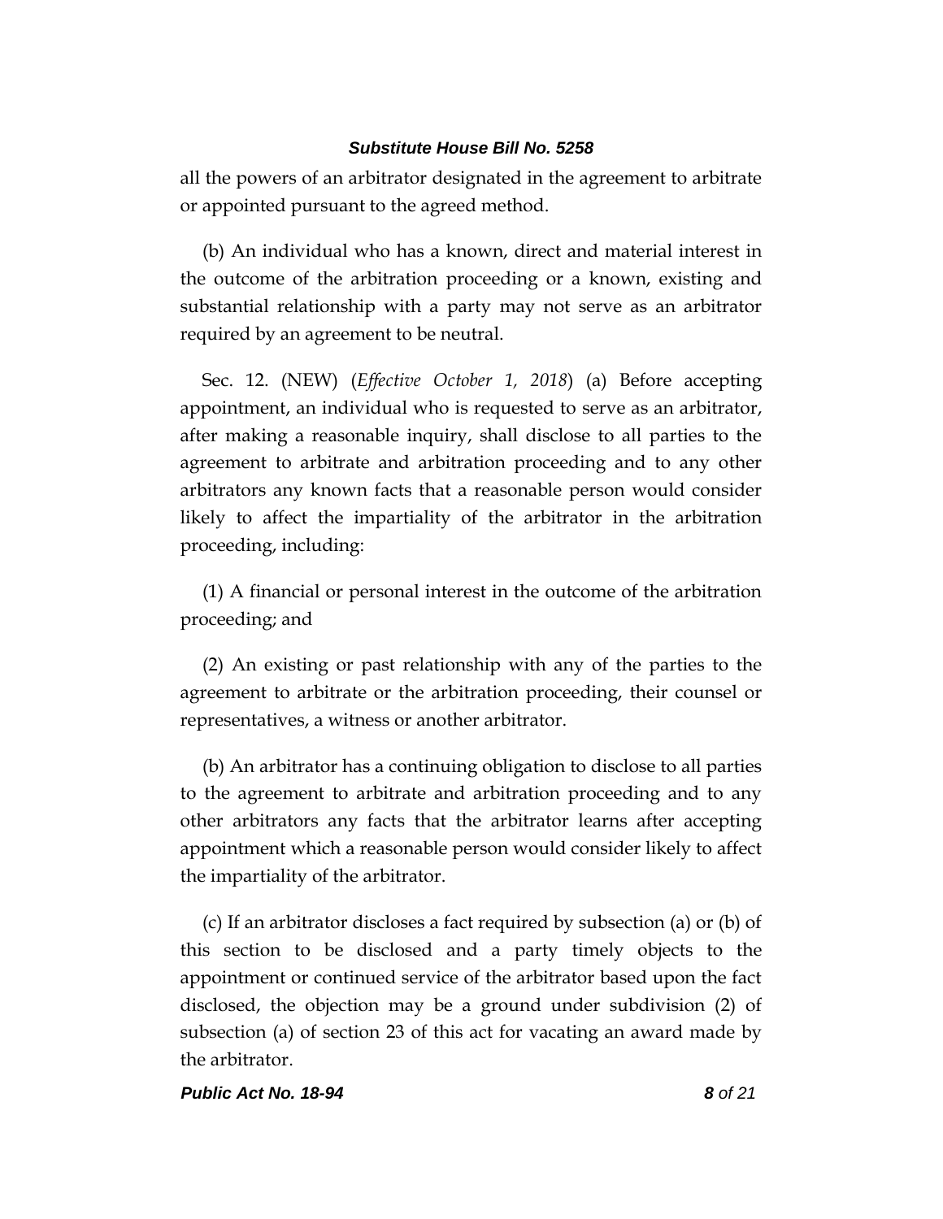all the powers of an arbitrator designated in the agreement to arbitrate or appointed pursuant to the agreed method.

(b) An individual who has a known, direct and material interest in the outcome of the arbitration proceeding or a known, existing and substantial relationship with a party may not serve as an arbitrator required by an agreement to be neutral.

Sec. 12. (NEW) (*Effective October 1, 2018*) (a) Before accepting appointment, an individual who is requested to serve as an arbitrator, after making a reasonable inquiry, shall disclose to all parties to the agreement to arbitrate and arbitration proceeding and to any other arbitrators any known facts that a reasonable person would consider likely to affect the impartiality of the arbitrator in the arbitration proceeding, including:

(1) A financial or personal interest in the outcome of the arbitration proceeding; and

(2) An existing or past relationship with any of the parties to the agreement to arbitrate or the arbitration proceeding, their counsel or representatives, a witness or another arbitrator.

(b) An arbitrator has a continuing obligation to disclose to all parties to the agreement to arbitrate and arbitration proceeding and to any other arbitrators any facts that the arbitrator learns after accepting appointment which a reasonable person would consider likely to affect the impartiality of the arbitrator.

(c) If an arbitrator discloses a fact required by subsection (a) or (b) of this section to be disclosed and a party timely objects to the appointment or continued service of the arbitrator based upon the fact disclosed, the objection may be a ground under subdivision (2) of subsection (a) of section 23 of this act for vacating an award made by the arbitrator.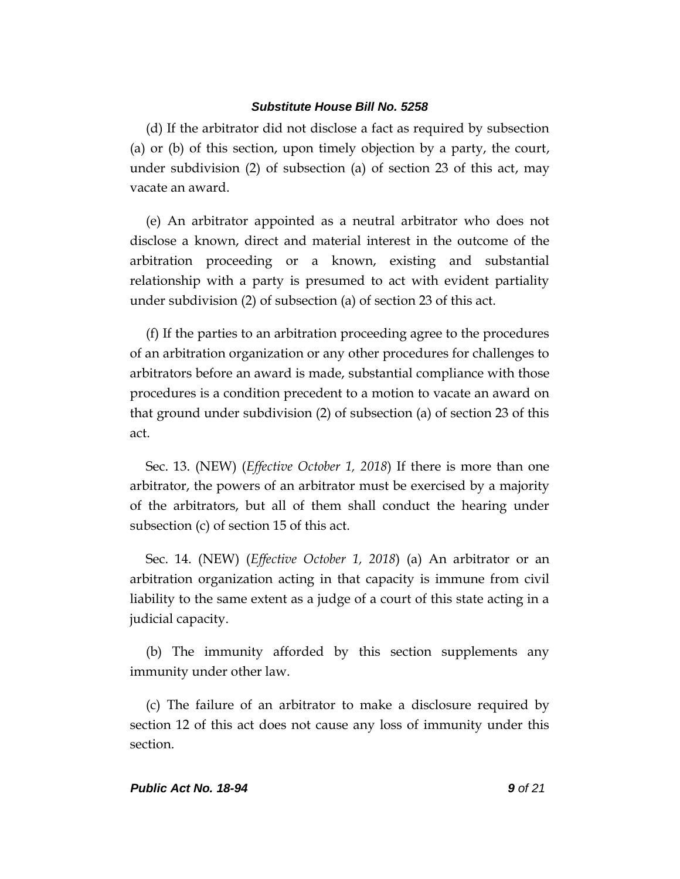(d) If the arbitrator did not disclose a fact as required by subsection (a) or (b) of this section, upon timely objection by a party, the court, under subdivision (2) of subsection (a) of section 23 of this act, may vacate an award.

(e) An arbitrator appointed as a neutral arbitrator who does not disclose a known, direct and material interest in the outcome of the arbitration proceeding or a known, existing and substantial relationship with a party is presumed to act with evident partiality under subdivision (2) of subsection (a) of section 23 of this act.

(f) If the parties to an arbitration proceeding agree to the procedures of an arbitration organization or any other procedures for challenges to arbitrators before an award is made, substantial compliance with those procedures is a condition precedent to a motion to vacate an award on that ground under subdivision (2) of subsection (a) of section 23 of this act.

Sec. 13. (NEW) (*Effective October 1, 2018*) If there is more than one arbitrator, the powers of an arbitrator must be exercised by a majority of the arbitrators, but all of them shall conduct the hearing under subsection (c) of section 15 of this act.

Sec. 14. (NEW) (*Effective October 1, 2018*) (a) An arbitrator or an arbitration organization acting in that capacity is immune from civil liability to the same extent as a judge of a court of this state acting in a judicial capacity.

(b) The immunity afforded by this section supplements any immunity under other law.

(c) The failure of an arbitrator to make a disclosure required by section 12 of this act does not cause any loss of immunity under this section.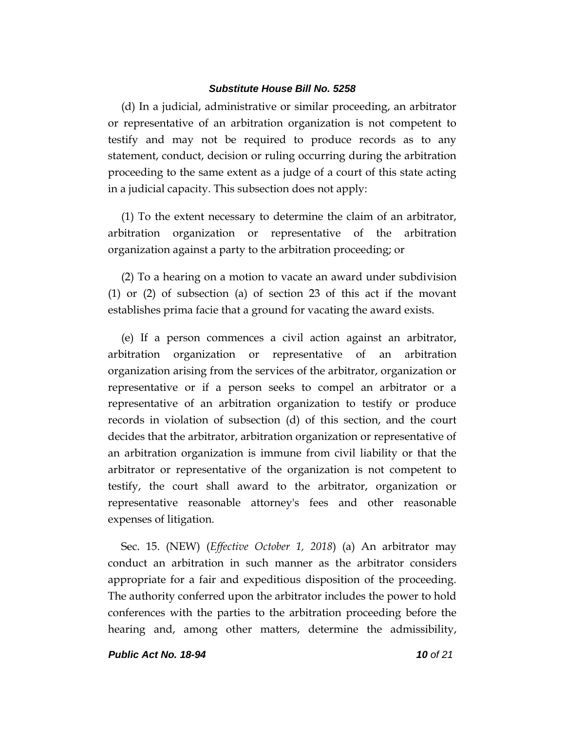(d) In a judicial, administrative or similar proceeding, an arbitrator or representative of an arbitration organization is not competent to testify and may not be required to produce records as to any statement, conduct, decision or ruling occurring during the arbitration proceeding to the same extent as a judge of a court of this state acting in a judicial capacity. This subsection does not apply:

(1) To the extent necessary to determine the claim of an arbitrator, arbitration organization or representative of the arbitration organization against a party to the arbitration proceeding; or

(2) To a hearing on a motion to vacate an award under subdivision (1) or (2) of subsection (a) of section 23 of this act if the movant establishes prima facie that a ground for vacating the award exists.

(e) If a person commences a civil action against an arbitrator, arbitration organization or representative of an arbitration organization arising from the services of the arbitrator, organization or representative or if a person seeks to compel an arbitrator or a representative of an arbitration organization to testify or produce records in violation of subsection (d) of this section, and the court decides that the arbitrator, arbitration organization or representative of an arbitration organization is immune from civil liability or that the arbitrator or representative of the organization is not competent to testify, the court shall award to the arbitrator, organization or representative reasonable attorney's fees and other reasonable expenses of litigation.

Sec. 15. (NEW) (*Effective October 1, 2018*) (a) An arbitrator may conduct an arbitration in such manner as the arbitrator considers appropriate for a fair and expeditious disposition of the proceeding. The authority conferred upon the arbitrator includes the power to hold conferences with the parties to the arbitration proceeding before the hearing and, among other matters, determine the admissibility,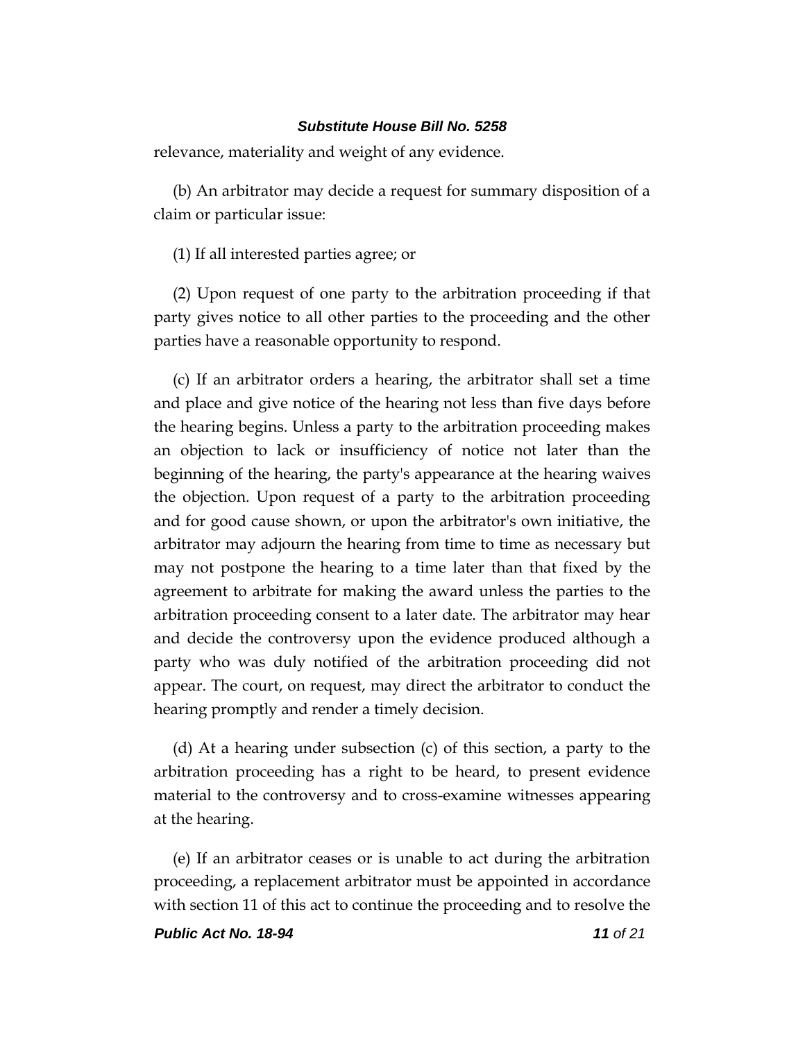relevance, materiality and weight of any evidence.

(b) An arbitrator may decide a request for summary disposition of a claim or particular issue:

(1) If all interested parties agree; or

(2) Upon request of one party to the arbitration proceeding if that party gives notice to all other parties to the proceeding and the other parties have a reasonable opportunity to respond.

(c) If an arbitrator orders a hearing, the arbitrator shall set a time and place and give notice of the hearing not less than five days before the hearing begins. Unless a party to the arbitration proceeding makes an objection to lack or insufficiency of notice not later than the beginning of the hearing, the party's appearance at the hearing waives the objection. Upon request of a party to the arbitration proceeding and for good cause shown, or upon the arbitrator's own initiative, the arbitrator may adjourn the hearing from time to time as necessary but may not postpone the hearing to a time later than that fixed by the agreement to arbitrate for making the award unless the parties to the arbitration proceeding consent to a later date. The arbitrator may hear and decide the controversy upon the evidence produced although a party who was duly notified of the arbitration proceeding did not appear. The court, on request, may direct the arbitrator to conduct the hearing promptly and render a timely decision.

(d) At a hearing under subsection (c) of this section, a party to the arbitration proceeding has a right to be heard, to present evidence material to the controversy and to cross-examine witnesses appearing at the hearing.

(e) If an arbitrator ceases or is unable to act during the arbitration proceeding, a replacement arbitrator must be appointed in accordance with section 11 of this act to continue the proceeding and to resolve the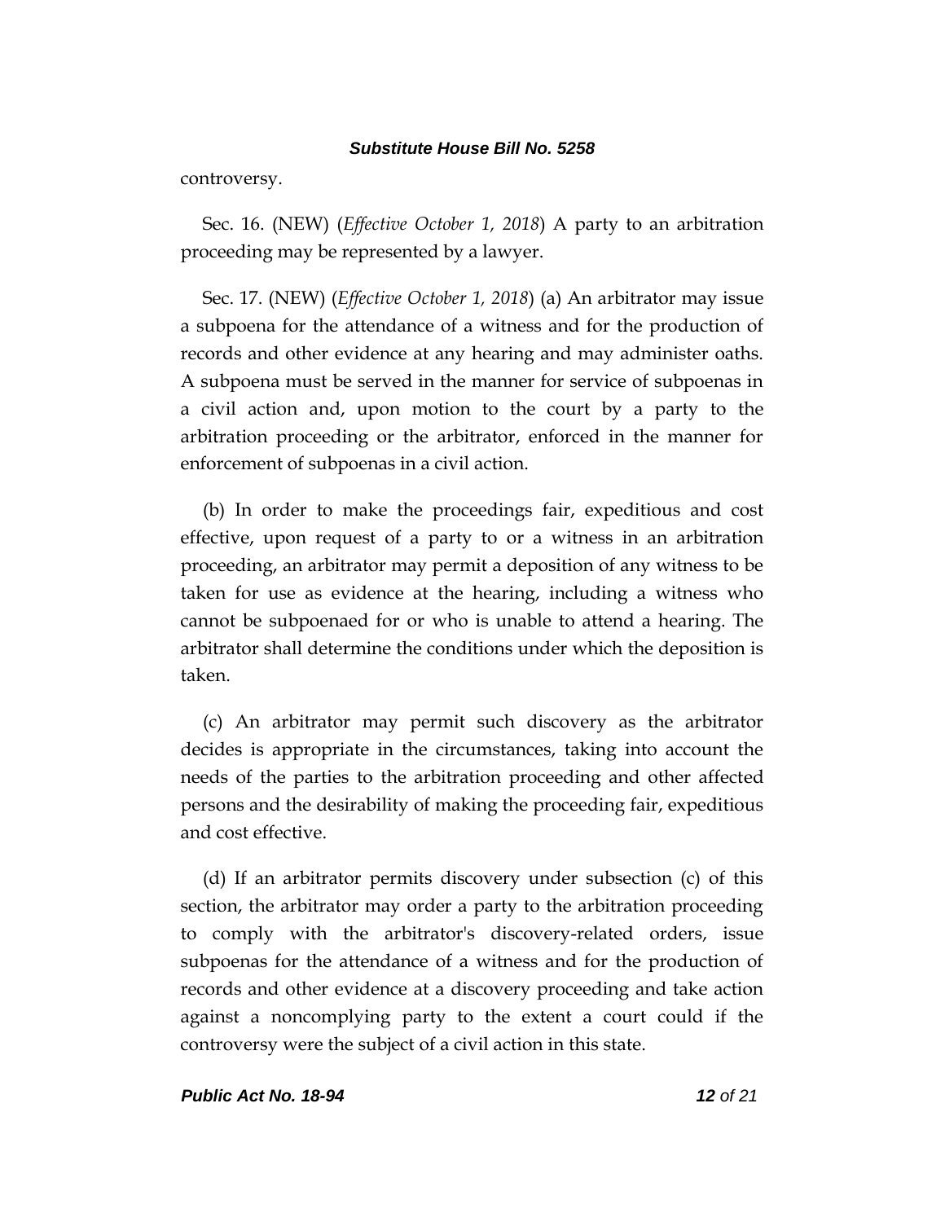controversy.

Sec. 16. (NEW) (*Effective October 1, 2018*) A party to an arbitration proceeding may be represented by a lawyer.

Sec. 17. (NEW) (*Effective October 1, 2018*) (a) An arbitrator may issue a subpoena for the attendance of a witness and for the production of records and other evidence at any hearing and may administer oaths. A subpoena must be served in the manner for service of subpoenas in a civil action and, upon motion to the court by a party to the arbitration proceeding or the arbitrator, enforced in the manner for enforcement of subpoenas in a civil action.

(b) In order to make the proceedings fair, expeditious and cost effective, upon request of a party to or a witness in an arbitration proceeding, an arbitrator may permit a deposition of any witness to be taken for use as evidence at the hearing, including a witness who cannot be subpoenaed for or who is unable to attend a hearing. The arbitrator shall determine the conditions under which the deposition is taken.

(c) An arbitrator may permit such discovery as the arbitrator decides is appropriate in the circumstances, taking into account the needs of the parties to the arbitration proceeding and other affected persons and the desirability of making the proceeding fair, expeditious and cost effective.

(d) If an arbitrator permits discovery under subsection (c) of this section, the arbitrator may order a party to the arbitration proceeding to comply with the arbitrator's discovery-related orders, issue subpoenas for the attendance of a witness and for the production of records and other evidence at a discovery proceeding and take action against a noncomplying party to the extent a court could if the controversy were the subject of a civil action in this state.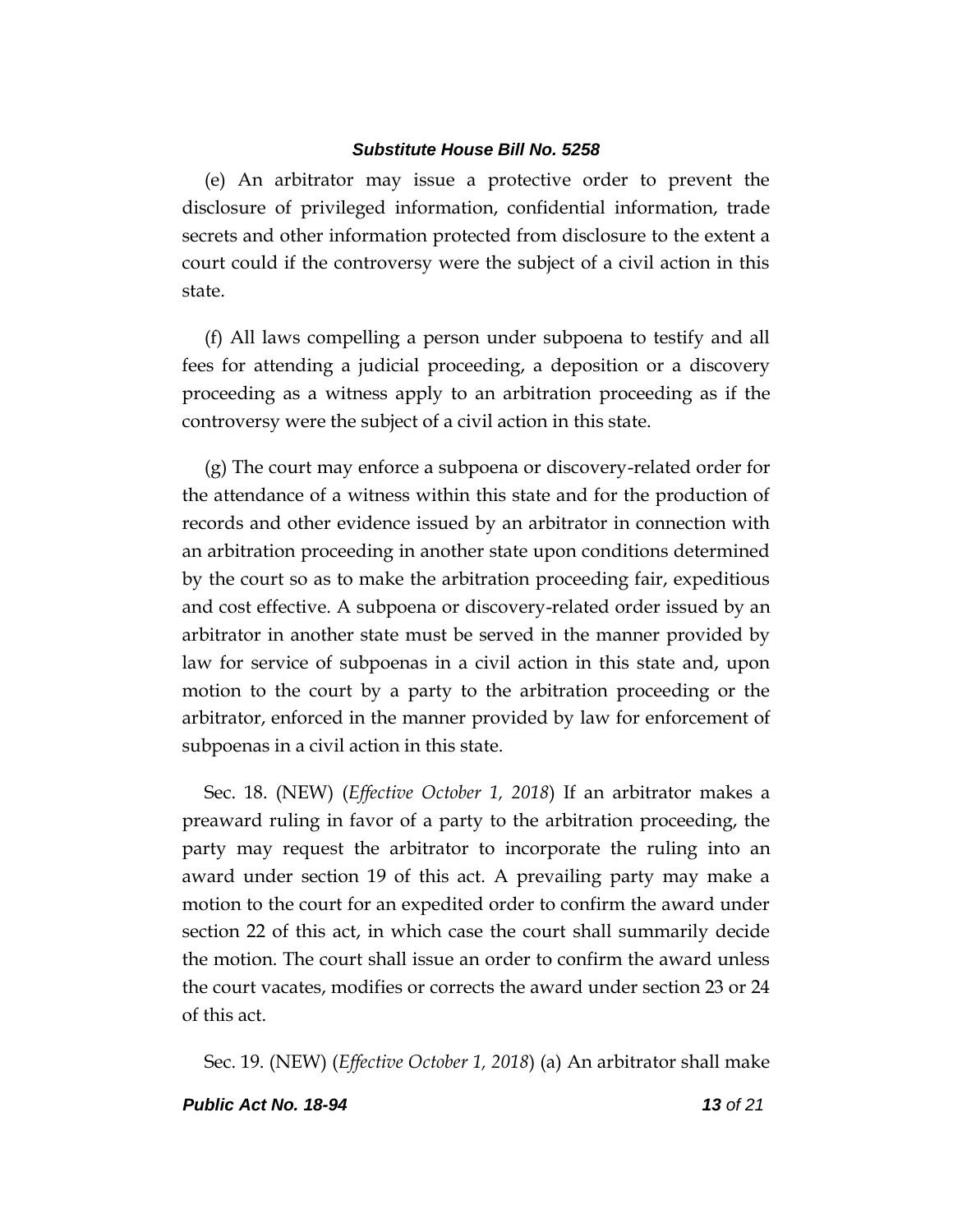(e) An arbitrator may issue a protective order to prevent the disclosure of privileged information, confidential information, trade secrets and other information protected from disclosure to the extent a court could if the controversy were the subject of a civil action in this state.

(f) All laws compelling a person under subpoena to testify and all fees for attending a judicial proceeding, a deposition or a discovery proceeding as a witness apply to an arbitration proceeding as if the controversy were the subject of a civil action in this state.

(g) The court may enforce a subpoena or discovery-related order for the attendance of a witness within this state and for the production of records and other evidence issued by an arbitrator in connection with an arbitration proceeding in another state upon conditions determined by the court so as to make the arbitration proceeding fair, expeditious and cost effective. A subpoena or discovery-related order issued by an arbitrator in another state must be served in the manner provided by law for service of subpoenas in a civil action in this state and, upon motion to the court by a party to the arbitration proceeding or the arbitrator, enforced in the manner provided by law for enforcement of subpoenas in a civil action in this state.

Sec. 18. (NEW) (*Effective October 1, 2018*) If an arbitrator makes a preaward ruling in favor of a party to the arbitration proceeding, the party may request the arbitrator to incorporate the ruling into an award under section 19 of this act. A prevailing party may make a motion to the court for an expedited order to confirm the award under section 22 of this act, in which case the court shall summarily decide the motion. The court shall issue an order to confirm the award unless the court vacates, modifies or corrects the award under section 23 or 24 of this act.

Sec. 19. (NEW) (*Effective October 1, 2018*) (a) An arbitrator shall make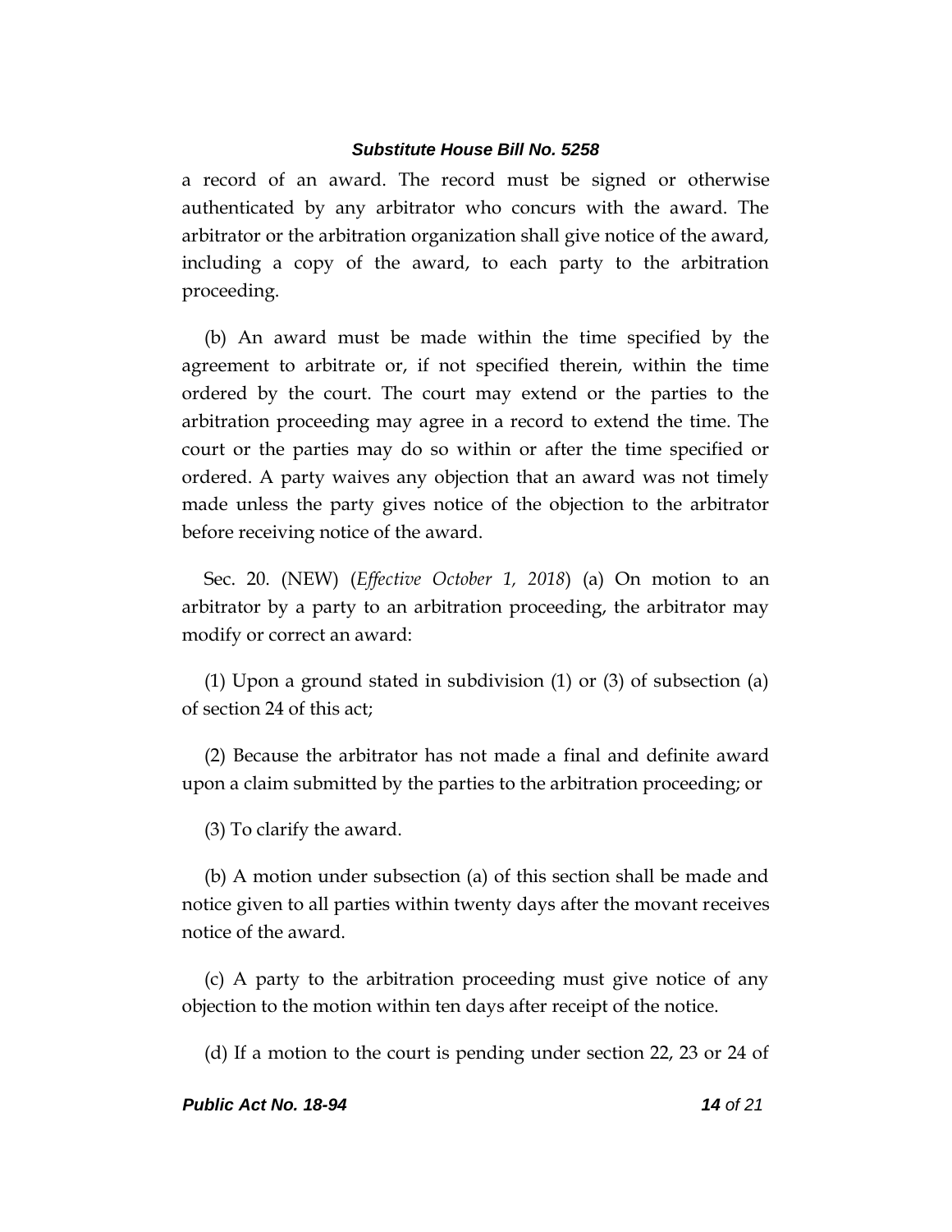a record of an award. The record must be signed or otherwise authenticated by any arbitrator who concurs with the award. The arbitrator or the arbitration organization shall give notice of the award, including a copy of the award, to each party to the arbitration proceeding.

(b) An award must be made within the time specified by the agreement to arbitrate or, if not specified therein, within the time ordered by the court. The court may extend or the parties to the arbitration proceeding may agree in a record to extend the time. The court or the parties may do so within or after the time specified or ordered. A party waives any objection that an award was not timely made unless the party gives notice of the objection to the arbitrator before receiving notice of the award.

Sec. 20. (NEW) (*Effective October 1, 2018*) (a) On motion to an arbitrator by a party to an arbitration proceeding, the arbitrator may modify or correct an award:

(1) Upon a ground stated in subdivision (1) or (3) of subsection (a) of section 24 of this act;

(2) Because the arbitrator has not made a final and definite award upon a claim submitted by the parties to the arbitration proceeding; or

(3) To clarify the award.

(b) A motion under subsection (a) of this section shall be made and notice given to all parties within twenty days after the movant receives notice of the award.

(c) A party to the arbitration proceeding must give notice of any objection to the motion within ten days after receipt of the notice.

(d) If a motion to the court is pending under section 22, 23 or 24 of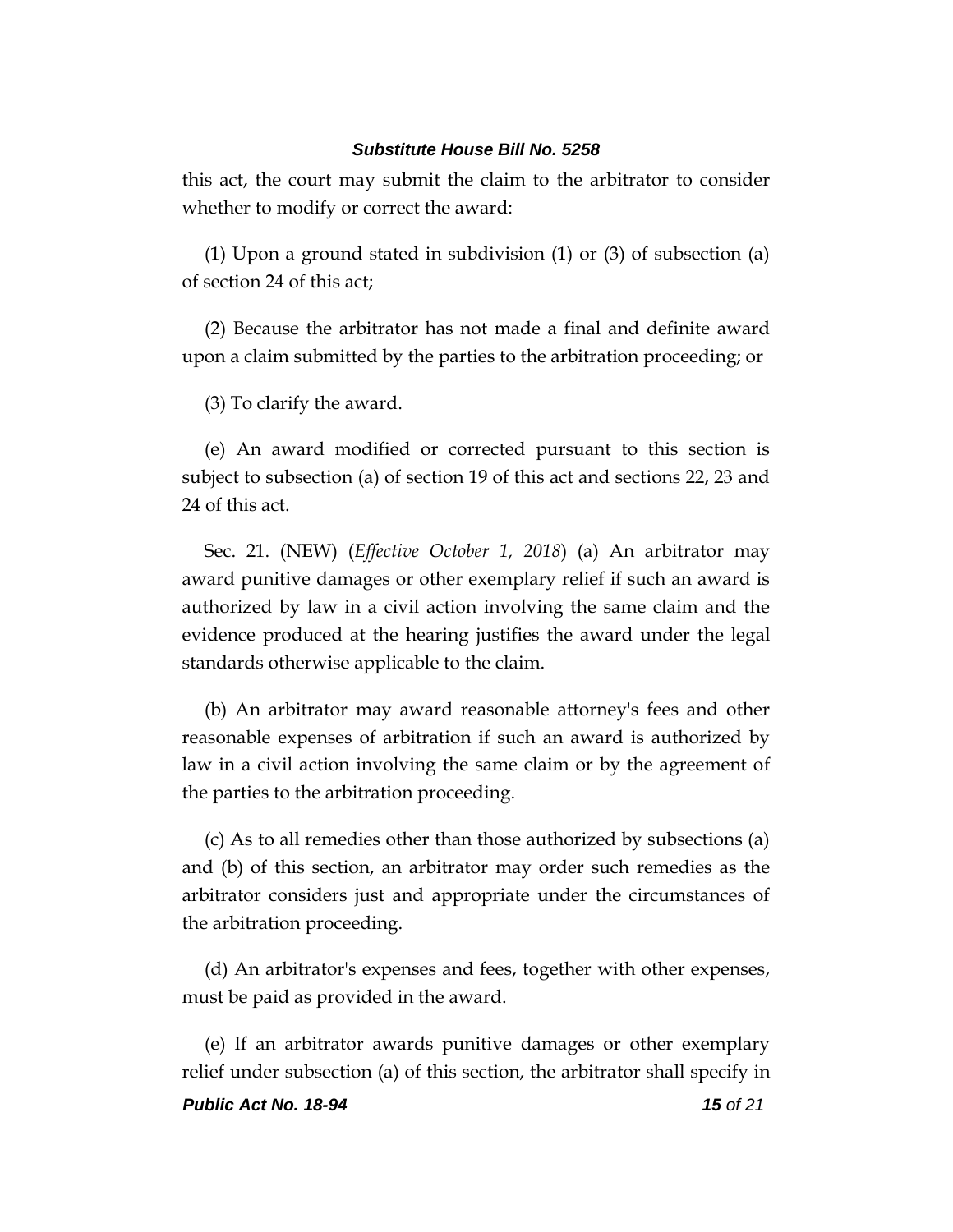this act, the court may submit the claim to the arbitrator to consider whether to modify or correct the award:

(1) Upon a ground stated in subdivision (1) or (3) of subsection (a) of section 24 of this act;

(2) Because the arbitrator has not made a final and definite award upon a claim submitted by the parties to the arbitration proceeding; or

(3) To clarify the award.

(e) An award modified or corrected pursuant to this section is subject to subsection (a) of section 19 of this act and sections 22, 23 and 24 of this act.

Sec. 21. (NEW) (*Effective October 1, 2018*) (a) An arbitrator may award punitive damages or other exemplary relief if such an award is authorized by law in a civil action involving the same claim and the evidence produced at the hearing justifies the award under the legal standards otherwise applicable to the claim.

(b) An arbitrator may award reasonable attorney's fees and other reasonable expenses of arbitration if such an award is authorized by law in a civil action involving the same claim or by the agreement of the parties to the arbitration proceeding.

(c) As to all remedies other than those authorized by subsections (a) and (b) of this section, an arbitrator may order such remedies as the arbitrator considers just and appropriate under the circumstances of the arbitration proceeding.

(d) An arbitrator's expenses and fees, together with other expenses, must be paid as provided in the award.

(e) If an arbitrator awards punitive damages or other exemplary relief under subsection (a) of this section, the arbitrator shall specify in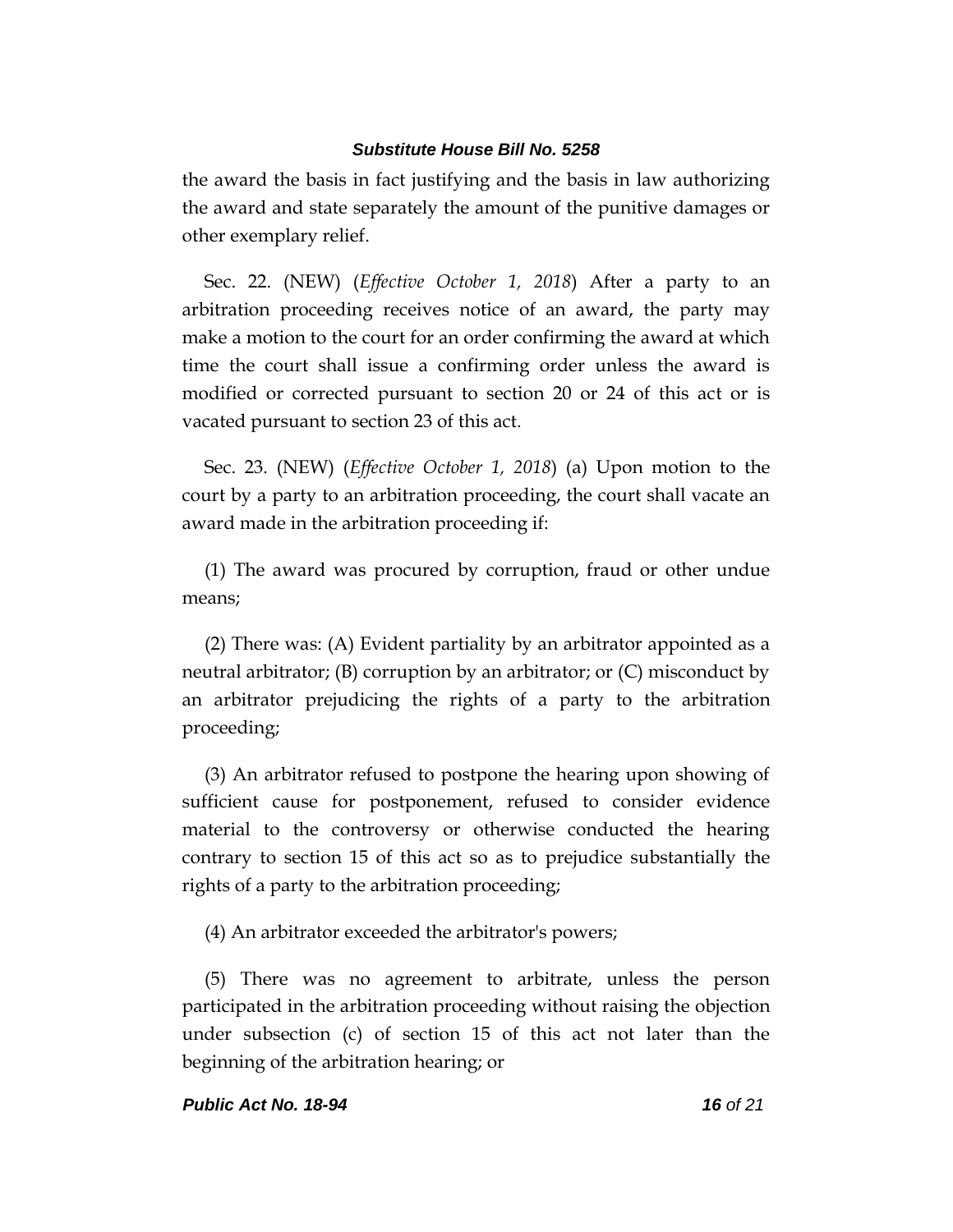the award the basis in fact justifying and the basis in law authorizing the award and state separately the amount of the punitive damages or other exemplary relief.

Sec. 22. (NEW) (*Effective October 1, 2018*) After a party to an arbitration proceeding receives notice of an award, the party may make a motion to the court for an order confirming the award at which time the court shall issue a confirming order unless the award is modified or corrected pursuant to section 20 or 24 of this act or is vacated pursuant to section 23 of this act.

Sec. 23. (NEW) (*Effective October 1, 2018*) (a) Upon motion to the court by a party to an arbitration proceeding, the court shall vacate an award made in the arbitration proceeding if:

(1) The award was procured by corruption, fraud or other undue means;

(2) There was: (A) Evident partiality by an arbitrator appointed as a neutral arbitrator; (B) corruption by an arbitrator; or (C) misconduct by an arbitrator prejudicing the rights of a party to the arbitration proceeding;

(3) An arbitrator refused to postpone the hearing upon showing of sufficient cause for postponement, refused to consider evidence material to the controversy or otherwise conducted the hearing contrary to section 15 of this act so as to prejudice substantially the rights of a party to the arbitration proceeding;

(4) An arbitrator exceeded the arbitrator's powers;

(5) There was no agreement to arbitrate, unless the person participated in the arbitration proceeding without raising the objection under subsection (c) of section 15 of this act not later than the beginning of the arbitration hearing; or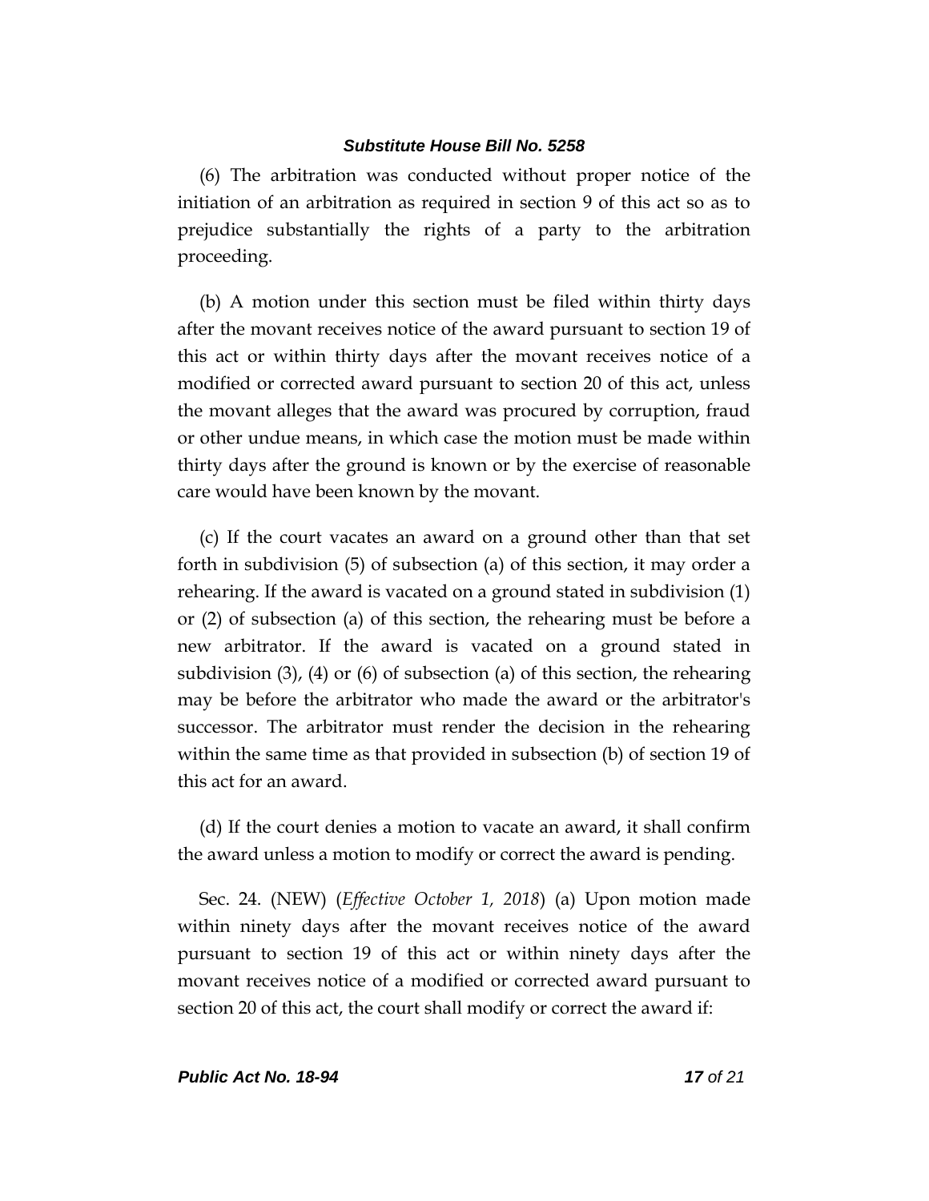(6) The arbitration was conducted without proper notice of the initiation of an arbitration as required in section 9 of this act so as to prejudice substantially the rights of a party to the arbitration proceeding.

(b) A motion under this section must be filed within thirty days after the movant receives notice of the award pursuant to section 19 of this act or within thirty days after the movant receives notice of a modified or corrected award pursuant to section 20 of this act, unless the movant alleges that the award was procured by corruption, fraud or other undue means, in which case the motion must be made within thirty days after the ground is known or by the exercise of reasonable care would have been known by the movant.

(c) If the court vacates an award on a ground other than that set forth in subdivision (5) of subsection (a) of this section, it may order a rehearing. If the award is vacated on a ground stated in subdivision (1) or (2) of subsection (a) of this section, the rehearing must be before a new arbitrator. If the award is vacated on a ground stated in subdivision (3), (4) or (6) of subsection (a) of this section, the rehearing may be before the arbitrator who made the award or the arbitrator's successor. The arbitrator must render the decision in the rehearing within the same time as that provided in subsection (b) of section 19 of this act for an award.

(d) If the court denies a motion to vacate an award, it shall confirm the award unless a motion to modify or correct the award is pending.

Sec. 24. (NEW) (*Effective October 1, 2018*) (a) Upon motion made within ninety days after the movant receives notice of the award pursuant to section 19 of this act or within ninety days after the movant receives notice of a modified or corrected award pursuant to section 20 of this act, the court shall modify or correct the award if: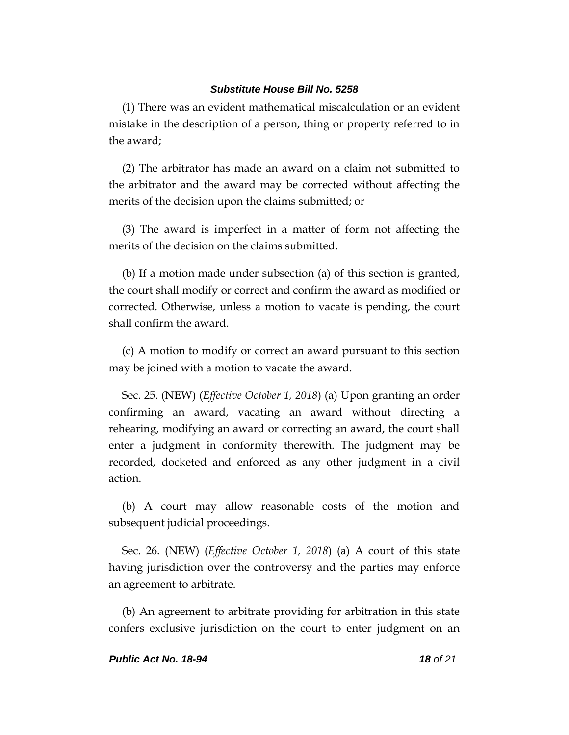(1) There was an evident mathematical miscalculation or an evident mistake in the description of a person, thing or property referred to in the award;

(2) The arbitrator has made an award on a claim not submitted to the arbitrator and the award may be corrected without affecting the merits of the decision upon the claims submitted; or

(3) The award is imperfect in a matter of form not affecting the merits of the decision on the claims submitted.

(b) If a motion made under subsection (a) of this section is granted, the court shall modify or correct and confirm the award as modified or corrected. Otherwise, unless a motion to vacate is pending, the court shall confirm the award.

(c) A motion to modify or correct an award pursuant to this section may be joined with a motion to vacate the award.

Sec. 25. (NEW) (*Effective October 1, 2018*) (a) Upon granting an order confirming an award, vacating an award without directing a rehearing, modifying an award or correcting an award, the court shall enter a judgment in conformity therewith. The judgment may be recorded, docketed and enforced as any other judgment in a civil action.

(b) A court may allow reasonable costs of the motion and subsequent judicial proceedings.

Sec. 26. (NEW) (*Effective October 1, 2018*) (a) A court of this state having jurisdiction over the controversy and the parties may enforce an agreement to arbitrate.

(b) An agreement to arbitrate providing for arbitration in this state confers exclusive jurisdiction on the court to enter judgment on an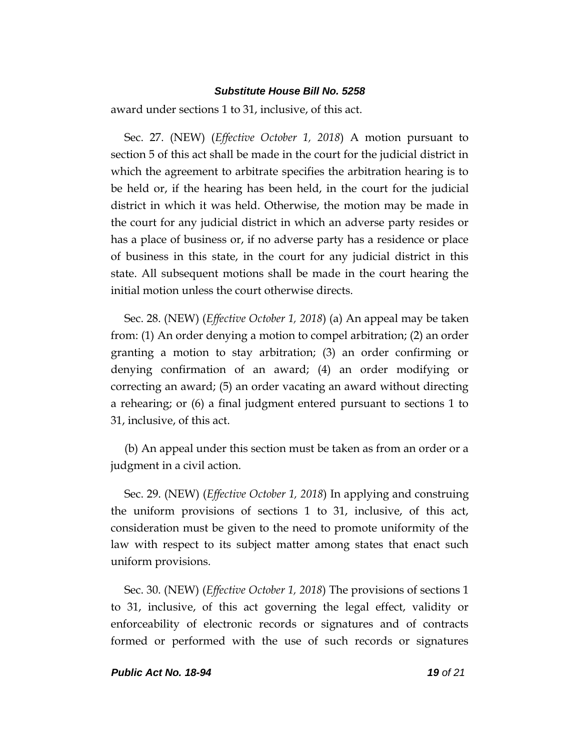award under sections 1 to 31, inclusive, of this act.

Sec. 27. (NEW) (*Effective October 1, 2018*) A motion pursuant to section 5 of this act shall be made in the court for the judicial district in which the agreement to arbitrate specifies the arbitration hearing is to be held or, if the hearing has been held, in the court for the judicial district in which it was held. Otherwise, the motion may be made in the court for any judicial district in which an adverse party resides or has a place of business or, if no adverse party has a residence or place of business in this state, in the court for any judicial district in this state. All subsequent motions shall be made in the court hearing the initial motion unless the court otherwise directs.

Sec. 28. (NEW) (*Effective October 1, 2018*) (a) An appeal may be taken from: (1) An order denying a motion to compel arbitration; (2) an order granting a motion to stay arbitration; (3) an order confirming or denying confirmation of an award; (4) an order modifying or correcting an award; (5) an order vacating an award without directing a rehearing; or (6) a final judgment entered pursuant to sections 1 to 31, inclusive, of this act.

(b) An appeal under this section must be taken as from an order or a judgment in a civil action.

Sec. 29. (NEW) (*Effective October 1, 2018*) In applying and construing the uniform provisions of sections 1 to 31, inclusive, of this act, consideration must be given to the need to promote uniformity of the law with respect to its subject matter among states that enact such uniform provisions.

Sec. 30. (NEW) (*Effective October 1, 2018*) The provisions of sections 1 to 31, inclusive, of this act governing the legal effect, validity or enforceability of electronic records or signatures and of contracts formed or performed with the use of such records or signatures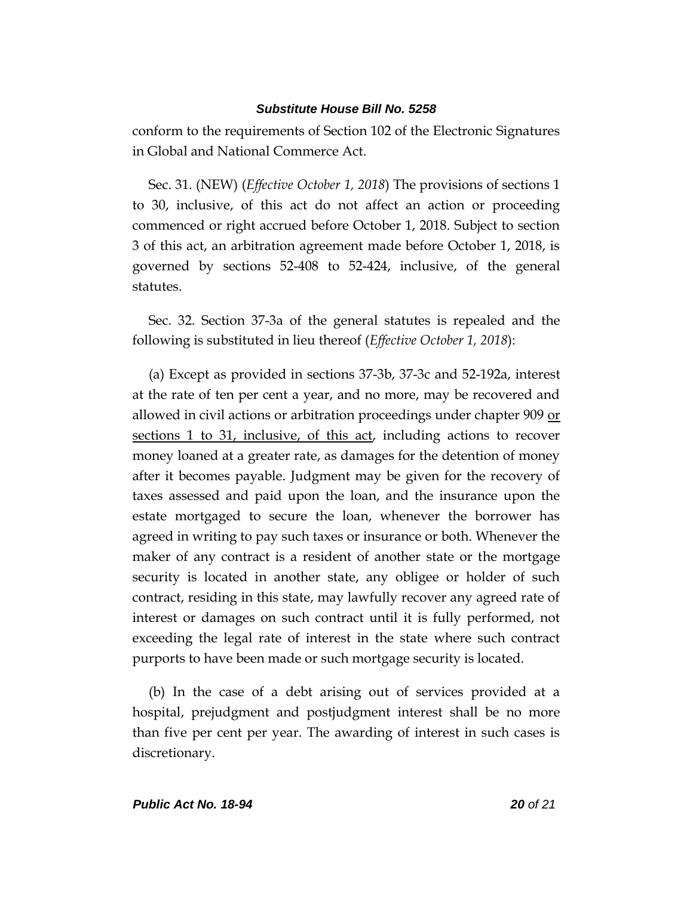conform to the requirements of Section 102 of the Electronic Signatures in Global and National Commerce Act.

Sec. 31. (NEW) (*Effective October 1, 2018*) The provisions of sections 1 to 30, inclusive, of this act do not affect an action or proceeding commenced or right accrued before October 1, 2018. Subject to section 3 of this act, an arbitration agreement made before October 1, 2018, is governed by sections 52-408 to 52-424, inclusive, of the general statutes.

Sec. 32. Section 37-3a of the general statutes is repealed and the following is substituted in lieu thereof (*Effective October 1, 2018*):

(a) Except as provided in sections 37-3b, 37-3c and 52-192a, interest at the rate of ten per cent a year, and no more, may be recovered and allowed in civil actions or arbitration proceedings under chapter 909 <u>or sections 1 to 31, inclusive, of this act</u>, including actions to recover money loaned at a greater rate, as damages for the detention of money after it becomes payable. Judgment may be given for the recovery of taxes assessed and paid upon the loan, and the insurance upon the estate mortgaged to secure the loan, whenever the borrower has agreed in writing to pay such taxes or insurance or both. Whenever the maker of any contract is a resident of another state or the mortgage security is located in another state, any obligee or holder of such contract, residing in this state, may lawfully recover any agreed rate of interest or damages on such contract until it is fully performed, not exceeding the legal rate of interest in the state where such contract purports to have been made or such mortgage security is located.

(b) In the case of a debt arising out of services provided at a hospital, prejudgment and postjudgment interest shall be no more than five per cent per year. The awarding of interest in such cases is discretionary.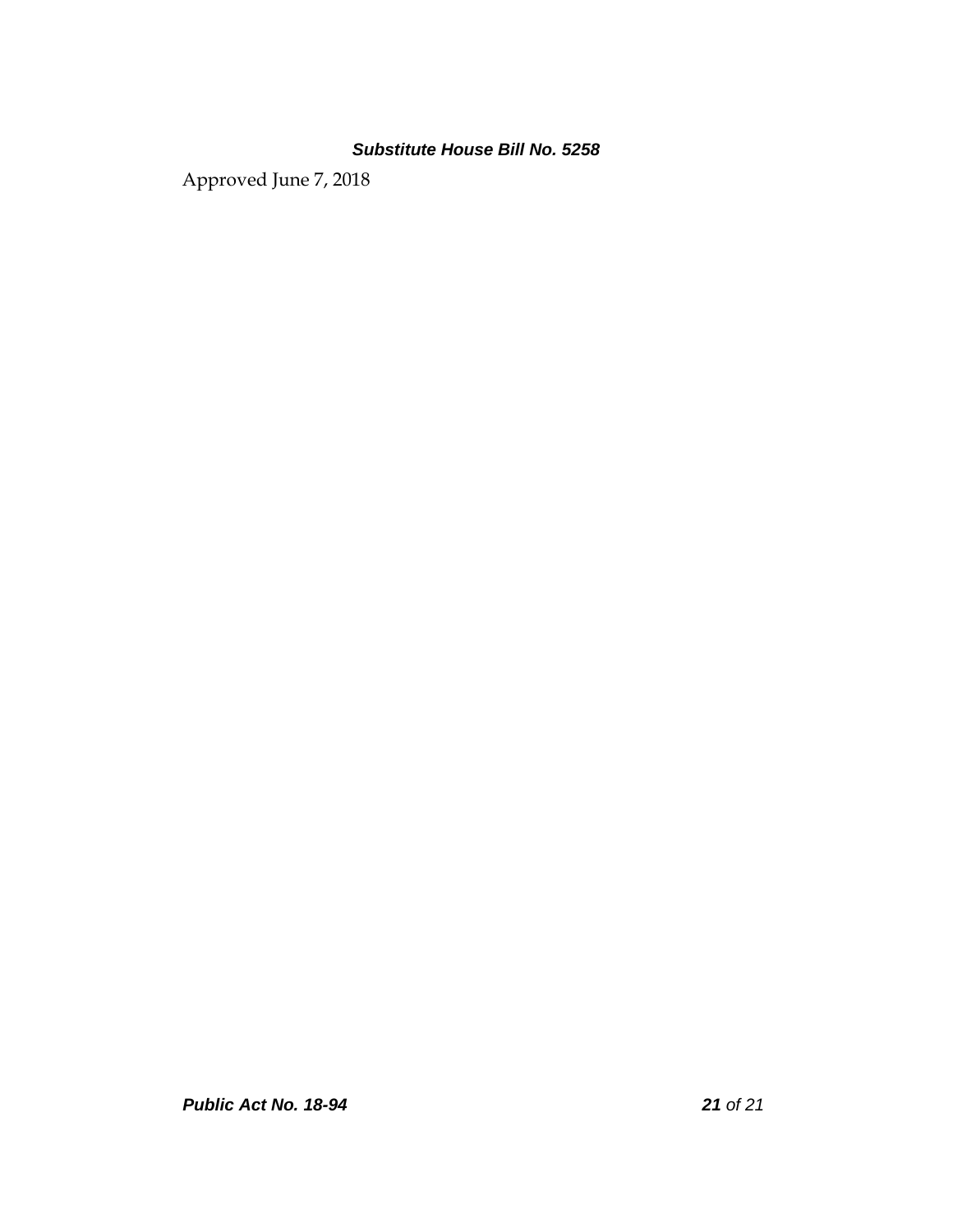Approved June 7, 2018